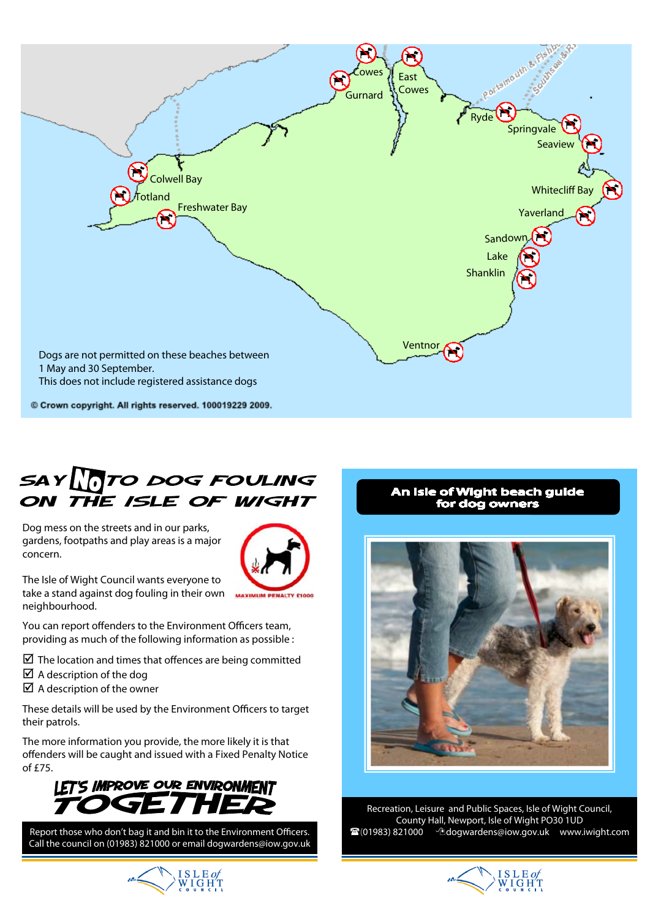Cowes

East Cowes

Gurnard

Ryde

Springvale

Seaview

Colwell Bay

Totland

Freshwater Bay

Whitecliff Bay

Yaverland

Sandown

Lake

Shanklin

Ventnor

Portsmouth & Fishbourne

Southsea & Ryde

Dogs are not permitted on these beaches between 1 May and 30 September.
This does not include registered assistance dogs

© Crown copyright. All rights reserved. 100019229 2009.

# SAY NO TO DOG FOULING ON THE ISLE OF WIGHT

Dog mess on the streets and in our parks, gardens, footpaths and play areas is a major concern.

MAXIMUM PENALTY £1000

The Isle of Wight Council wants everyone to take a stand against dog fouling in their own neighbourhood.

You can report offenders to the Environment Officers team, providing as much of the following information as possible :

- ☑ The location and times that offences are being committed
- ☑ A description of the dog
- ☑ A description of the owner

These details will be used by the Environment Officers to target their patrols.

The more information you provide, the more likely it is that offenders will be caught and issued with a Fixed Penalty Notice of £75.

**LET'S IMPROVE OUR ENVIRONMENT TOGETHER**

Report those who don't bag it and bin it to the Environment Officers. Call the council on (01983) 821000 or email dogwardens@iow.gov.uk

ISLE of WIGHT COUNCIL

## An Isle of Wight beach guide for dog owners

Recreation, Leisure and Public Spaces, Isle of Wight Council, County Hall, Newport, Isle of Wight PO30 1UD
☎(01983) 821000 dogwardens@iow.gov.uk www.iwight.com

ISLE of WIGHT COUNCIL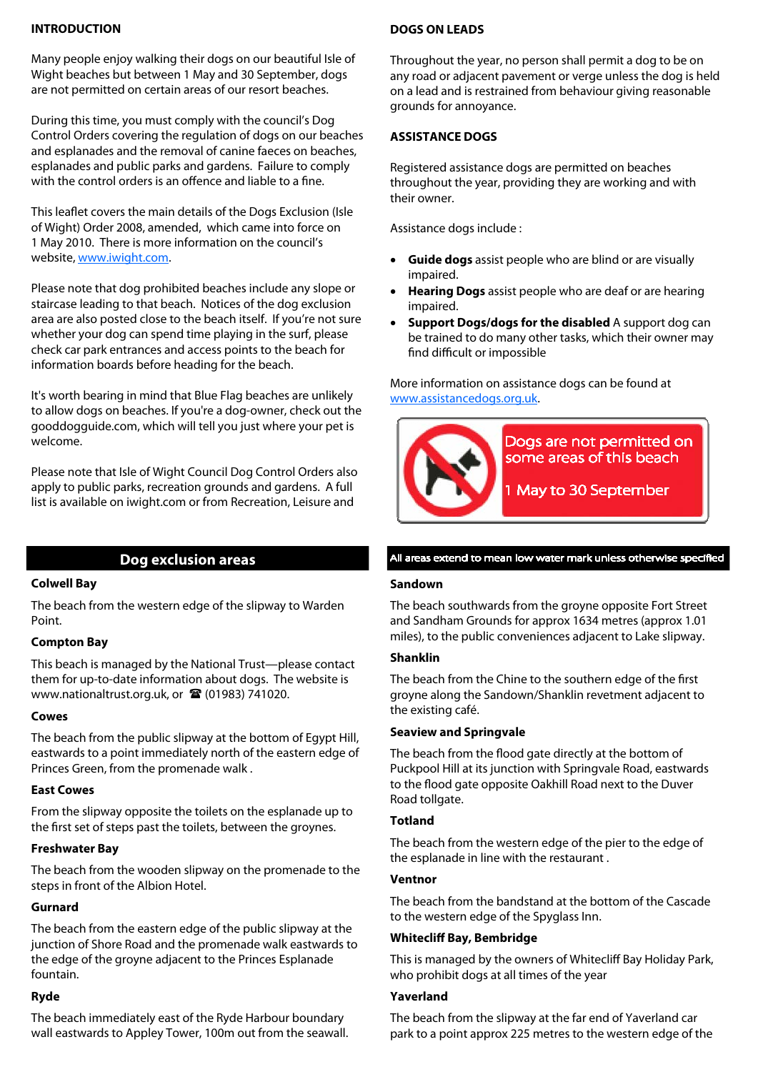## INTRODUCTION

Many people enjoy walking their dogs on our beautiful Isle of Wight beaches but between 1 May and 30 September, dogs are not permitted on certain areas of our resort beaches.

During this time, you must comply with the council's Dog Control Orders covering the regulation of dogs on our beaches and esplanades and the removal of canine faeces on beaches, esplanades and public parks and gardens. Failure to comply with the control orders is an offence and liable to a fine.

This leaflet covers the main details of the Dogs Exclusion (Isle of Wight) Order 2008, amended, which came into force on 1 May 2010. There is more information on the council's website, www.iwight.com.

Please note that dog prohibited beaches include any slope or staircase leading to that beach. Notices of the dog exclusion area are also posted close to the beach itself. If you're not sure whether your dog can spend time playing in the surf, please check car park entrances and access points to the beach for information boards before heading for the beach.

It's worth bearing in mind that Blue Flag beaches are unlikely to allow dogs on beaches. If you're a dog-owner, check out the gooddogguide.com, which will tell you just where your pet is welcome.

Please note that Isle of Wight Council Dog Control Orders also apply to public parks, recreation grounds and gardens. A full list is available on iwight.com or from Recreation, Leisure and

## DOGS ON LEADS

Throughout the year, no person shall permit a dog to be on any road or adjacent pavement or verge unless the dog is held on a lead and is restrained from behaviour giving reasonable grounds for annoyance.

## ASSISTANCE DOGS

Registered assistance dogs are permitted on beaches throughout the year, providing they are working and with their owner.

Assistance dogs include :

- **Guide dogs** assist people who are blind or are visually impaired.
- **Hearing Dogs** assist people who are deaf or are hearing impaired.
- **Support Dogs/dogs for the disabled** A support dog can be trained to do many other tasks, which their owner may find difficult or impossible

More information on assistance dogs can be found at www.assistancedogs.org.uk.

Dogs are not permitted on some areas of this beach

1 May to 30 September

## Dog exclusion areas

All areas extend to mean low water mark unless otherwise specified

### Colwell Bay

The beach from the western edge of the slipway to Warden Point.

### Compton Bay

This beach is managed by the National Trust—please contact them for up-to-date information about dogs. The website is www.nationaltrust.org.uk, or ☎ (01983) 741020.

### Cowes

The beach from the public slipway at the bottom of Egypt Hill, eastwards to a point immediately north of the eastern edge of Princes Green, from the promenade walk .

### East Cowes

From the slipway opposite the toilets on the esplanade up to the first set of steps past the toilets, between the groynes.

### Freshwater Bay

The beach from the wooden slipway on the promenade to the steps in front of the Albion Hotel.

### Gurnard

The beach from the eastern edge of the public slipway at the junction of Shore Road and the promenade walk eastwards to the edge of the groyne adjacent to the Princes Esplanade fountain.

### Ryde

The beach immediately east of the Ryde Harbour boundary wall eastwards to Appley Tower, 100m out from the seawall.

### Sandown

The beach southwards from the groyne opposite Fort Street and Sandham Grounds for approx 1634 metres (approx 1.01 miles), to the public conveniences adjacent to Lake slipway.

### Shanklin

The beach from the Chine to the southern edge of the first groyne along the Sandown/Shanklin revetment adjacent to the existing café.

### Seaview and Springvale

The beach from the flood gate directly at the bottom of Puckpool Hill at its junction with Springvale Road, eastwards to the flood gate opposite Oakhill Road next to the Duver Road tollgate.

### Totland

The beach from the western edge of the pier to the edge of the esplanade in line with the restaurant .

### Ventnor

The beach from the bandstand at the bottom of the Cascade to the western edge of the Spyglass Inn.

### Whitecliff Bay, Bembridge

This is managed by the owners of Whitecliff Bay Holiday Park, who prohibit dogs at all times of the year

### Yaverland

The beach from the slipway at the far end of Yaverland car park to a point approx 225 metres to the western edge of the